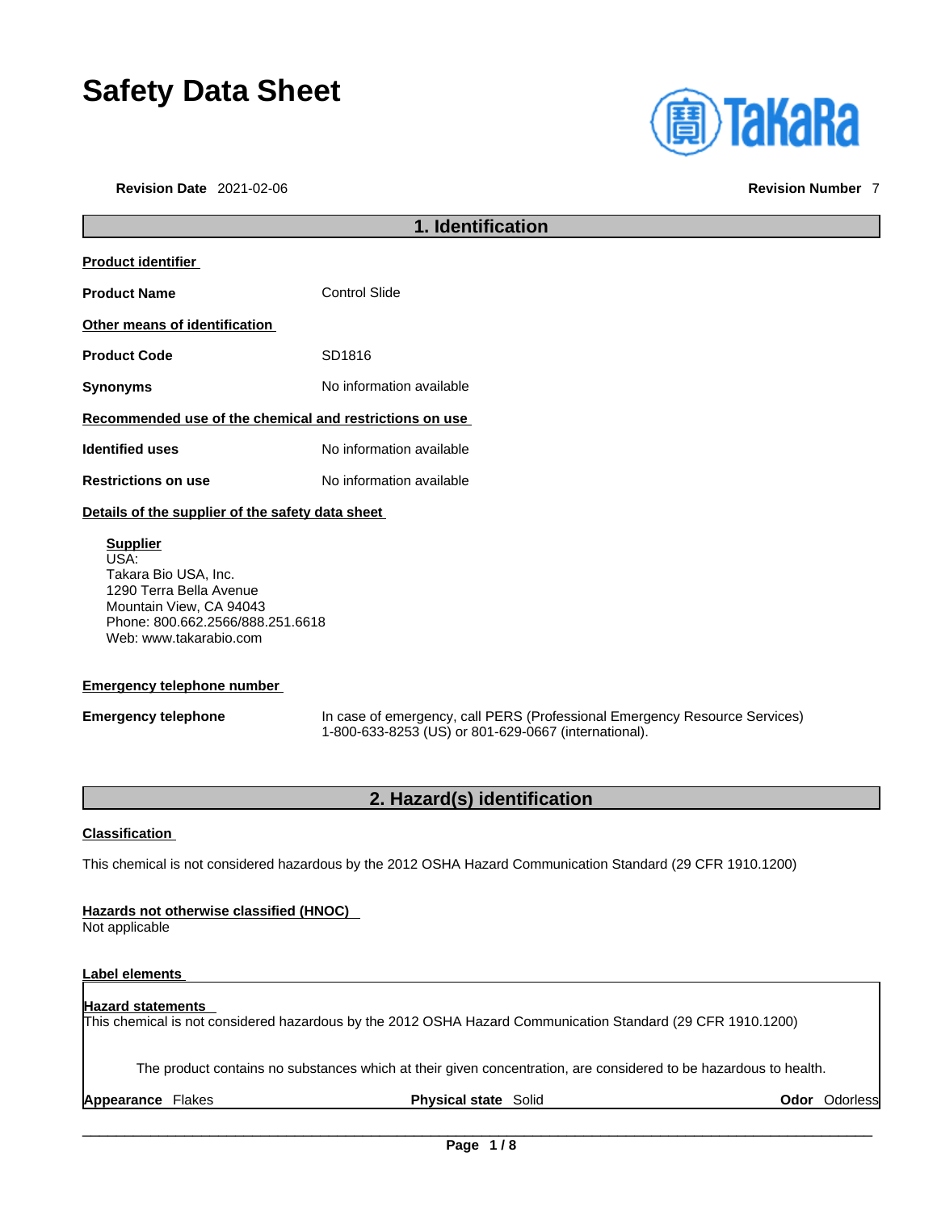# Safety Data Sheet

**Revision Date** 2021-02-06 **Revision Number** 7

## 1. Identification

**Product identifier**

**Product Name** Control Slide

**Other means of identification**

**Product Code** SD1816

**Synonyms** No information available

**Recommended use of the chemical and restrictions on use**

**Identified uses** No information available

**Restrictions on use** No information available

**Details of the supplier of the safety data sheet**

**Supplier**
USA:
Takara Bio USA, Inc.
1290 Terra Bella Avenue
Mountain View, CA 94043
Phone: 800.662.2566/888.251.6618
Web: www.takarabio.com

**Emergency telephone number**

**Emergency telephone** In case of emergency, call PERS (Professional Emergency Resource Services) 1-800-633-8253 (US) or 801-629-0667 (international).

## 2. Hazard(s) identification

**Classification**

This chemical is not considered hazardous by the 2012 OSHA Hazard Communication Standard (29 CFR 1910.1200)

**Hazards not otherwise classified (HNOC)**
Not applicable

**Label elements**

**Hazard statements**
This chemical is not considered hazardous by the 2012 OSHA Hazard Communication Standard (29 CFR 1910.1200)

The product contains no substances which at their given concentration, are considered to be hazardous to health.

**Appearance** Flakes **Physical state** Solid **Odor** Odorless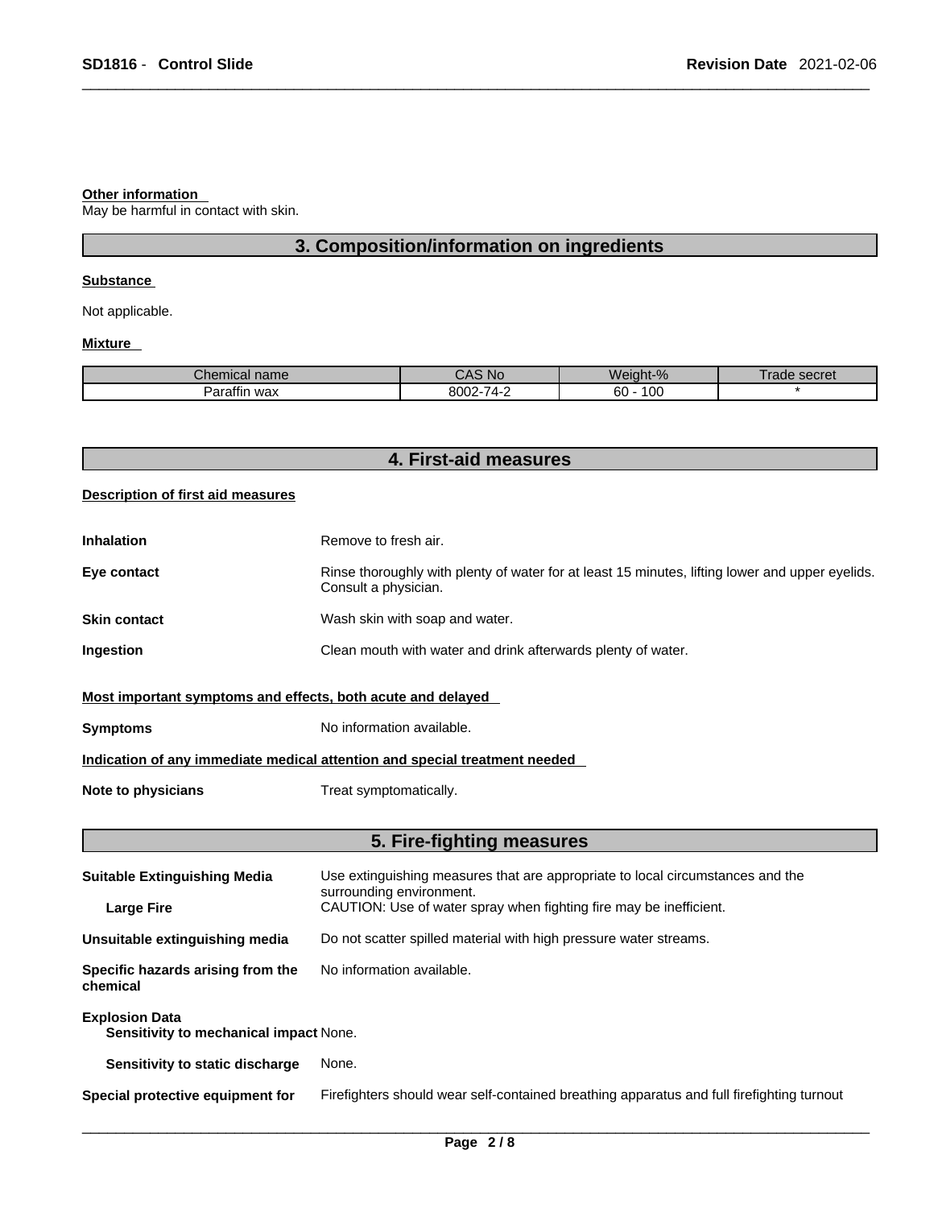**Other information**

May be harmful in contact with skin.

## 3. Composition/information on ingredients

**Substance**

Not applicable.

**Mixture**

| Chemical name | CAS No | Weight-% | Trade secret |
| --- | --- | --- | --- |
| Paraffin wax | 8002-74-2 | 60 - 100 | * |

## 4. First-aid measures

**Description of first aid measures**

**Inhalation** Remove to fresh air.

**Eye contact** Rinse thoroughly with plenty of water for at least 15 minutes, lifting lower and upper eyelids. Consult a physician.

**Skin contact** Wash skin with soap and water.

**Ingestion** Clean mouth with water and drink afterwards plenty of water.

**Most important symptoms and effects, both acute and delayed**

**Symptoms** No information available.

**Indication of any immediate medical attention and special treatment needed**

**Note to physicians** Treat symptomatically.

## 5. Fire-fighting measures

**Suitable Extinguishing Media** Use extinguishing measures that are appropriate to local circumstances and the surrounding environment.

**Large Fire** CAUTION: Use of water spray when fighting fire may be inefficient.

**Unsuitable extinguishing media** Do not scatter spilled material with high pressure water streams.

**Specific hazards arising from the chemical** No information available.

**Explosion Data**

**Sensitivity to mechanical impact** None.

**Sensitivity to static discharge** None.

**Special protective equipment for** Firefighters should wear self-contained breathing apparatus and full firefighting turnout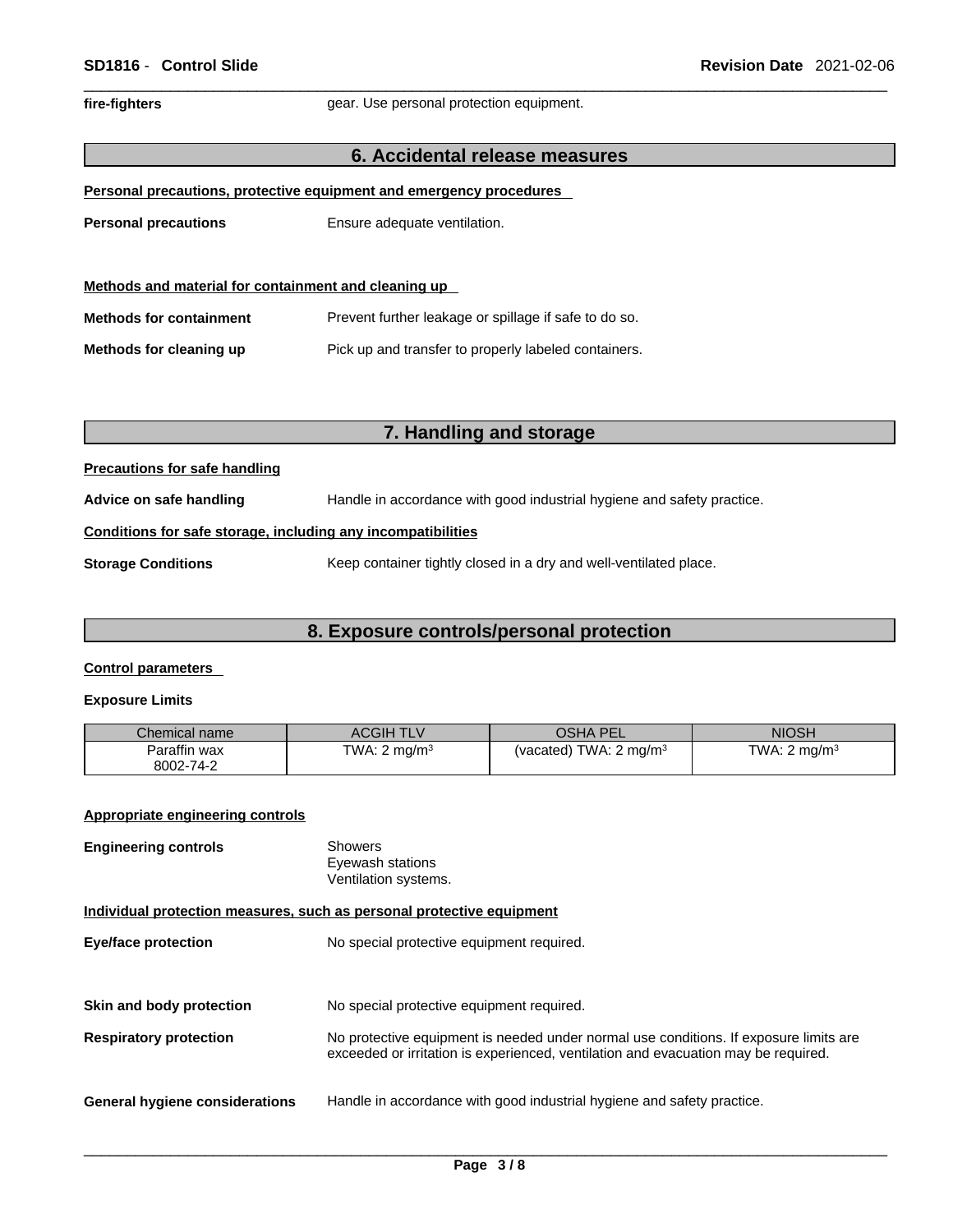**fire-fighters** gear. Use personal protection equipment.

## 6. Accidental release measures

**Personal precautions, protective equipment and emergency procedures**

**Personal precautions** Ensure adequate ventilation.

**Methods and material for containment and cleaning up**

**Methods for containment** Prevent further leakage or spillage if safe to do so.

**Methods for cleaning up** Pick up and transfer to properly labeled containers.

## 7. Handling and storage

**Precautions for safe handling**

**Advice on safe handling** Handle in accordance with good industrial hygiene and safety practice.

**Conditions for safe storage, including any incompatibilities**

**Storage Conditions** Keep container tightly closed in a dry and well-ventilated place.

## 8. Exposure controls/personal protection

**Control parameters**

**Exposure Limits**

| Chemical name | ACGIH TLV | OSHA PEL | NIOSH |
|---|---|---|---|
| Paraffin wax 8002-74-2 | TWA: 2 mg/m³ | (vacated) TWA: 2 mg/m³ | TWA: 2 mg/m³ |

**Appropriate engineering controls**

**Engineering controls** Showers
Eyewash stations
Ventilation systems.

**Individual protection measures, such as personal protective equipment**

**Eye/face protection** No special protective equipment required.

**Skin and body protection** No special protective equipment required.

**Respiratory protection** No protective equipment is needed under normal use conditions. If exposure limits are exceeded or irritation is experienced, ventilation and evacuation may be required.

**General hygiene considerations** Handle in accordance with good industrial hygiene and safety practice.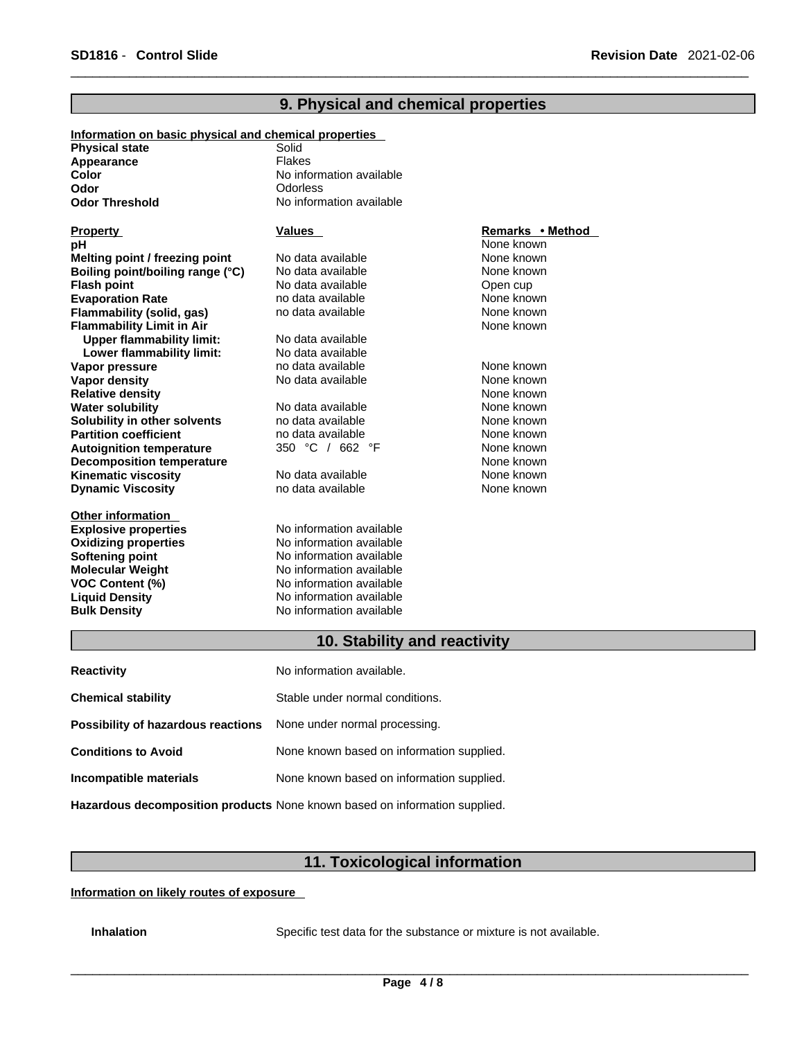## 9. Physical and chemical properties

**Information on basic physical and chemical properties**

| | |
|---|---|
| **Physical state** | Solid |
| **Appearance** | Flakes |
| **Color** | No information available |
| **Odor** | Odorless |
| **Odor Threshold** | No information available |

| **Property** | **Values** | **Remarks • Method** |
|---|---|---|
| **pH** | | None known |
| **Melting point / freezing point** | No data available | None known |
| **Boiling point/boiling range (°C)** | No data available | None known |
| **Flash point** | No data available | Open cup |
| **Evaporation Rate** | no data available | None known |
| **Flammability (solid, gas)** | no data available | None known |
| **Flammability Limit in Air** | | None known |
| **Upper flammability limit:** | No data available | |
| **Lower flammability limit:** | No data available | |
| **Vapor pressure** | no data available | None known |
| **Vapor density** | No data available | None known |
| **Relative density** | | None known |
| **Water solubility** | No data available | None known |
| **Solubility in other solvents** | no data available | None known |
| **Partition coefficient** | no data available | None known |
| **Autoignition temperature** | 350 °C / 662 °F | None known |
| **Decomposition temperature** | | None known |
| **Kinematic viscosity** | No data available | None known |
| **Dynamic Viscosity** | no data available | None known |

**Other information**

| | |
|---|---|
| **Explosive properties** | No information available |
| **Oxidizing properties** | No information available |
| **Softening point** | No information available |
| **Molecular Weight** | No information available |
| **VOC Content (%)** | No information available |
| **Liquid Density** | No information available |
| **Bulk Density** | No information available |

## 10. Stability and reactivity

| | |
|---|---|
| **Reactivity** | No information available. |
| **Chemical stability** | Stable under normal conditions. |
| **Possibility of hazardous reactions** | None under normal processing. |
| **Conditions to Avoid** | None known based on information supplied. |
| **Incompatible materials** | None known based on information supplied. |
| **Hazardous decomposition products** | None known based on information supplied. |

## 11. Toxicological information

**Information on likely routes of exposure**

**Inhalation** Specific test data for the substance or mixture is not available.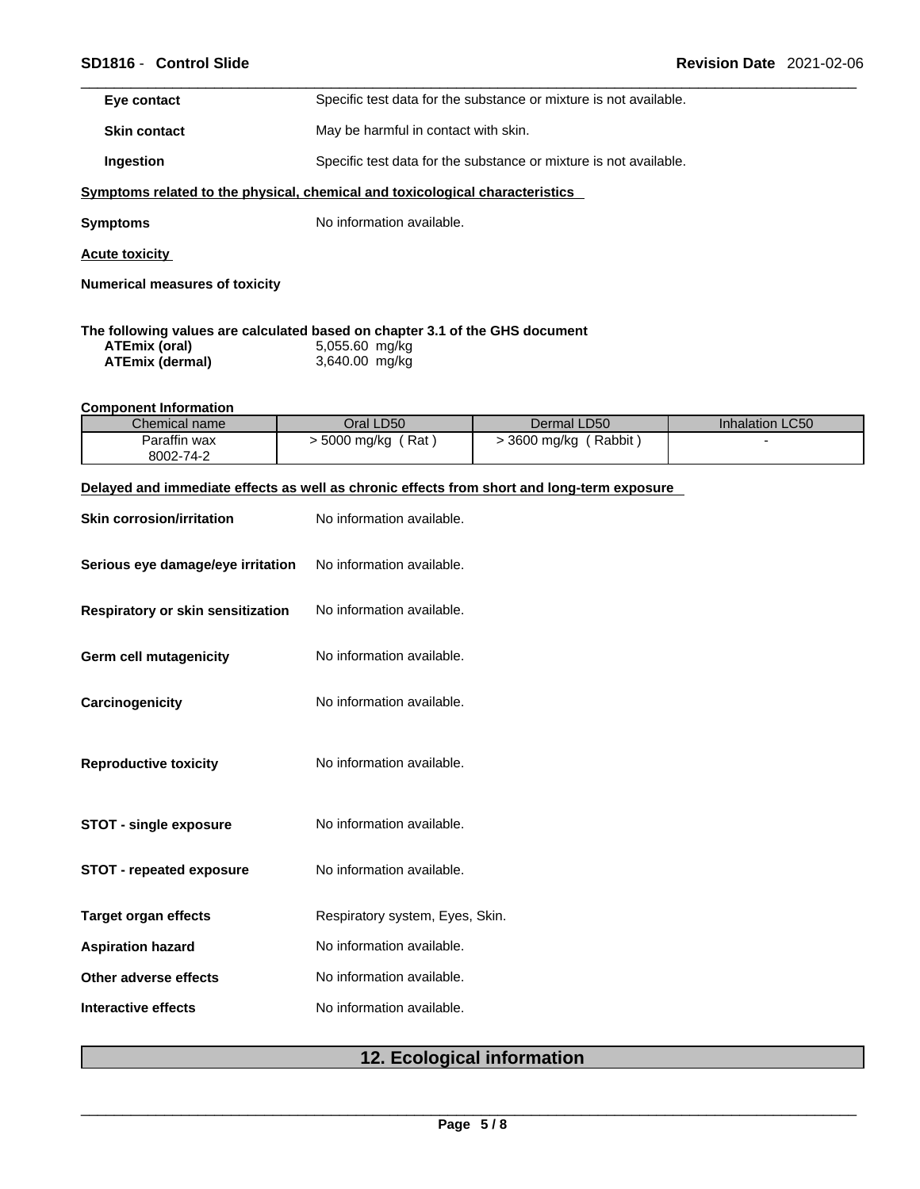**Eye contact** Specific test data for the substance or mixture is not available.

**Skin contact** May be harmful in contact with skin.

**Ingestion** Specific test data for the substance or mixture is not available.

**Symptoms related to the physical, chemical and toxicological characteristics**

**Symptoms** No information available.

**Acute toxicity**

**Numerical measures of toxicity**

**The following values are calculated based on chapter 3.1 of the GHS document**

**ATEmix (oral)** 5,055.60 mg/kg
**ATEmix (dermal)** 3,640.00 mg/kg

**Component Information**

| Chemical name | Oral LD50 | Dermal LD50 | Inhalation LC50 |
|---|---|---|---|
| Paraffin wax<br>8002-74-2 | > 5000 mg/kg ( Rat ) | > 3600 mg/kg ( Rabbit ) | - |

**Delayed and immediate effects as well as chronic effects from short and long-term exposure**

**Skin corrosion/irritation** No information available.

**Serious eye damage/eye irritation** No information available.

**Respiratory or skin sensitization** No information available.

**Germ cell mutagenicity** No information available.

**Carcinogenicity** No information available.

**Reproductive toxicity** No information available.

**STOT - single exposure** No information available.

**STOT - repeated exposure** No information available.

**Target organ effects** Respiratory system, Eyes, Skin.

**Aspiration hazard** No information available.

**Other adverse effects** No information available.

**Interactive effects** No information available.

## 12. Ecological information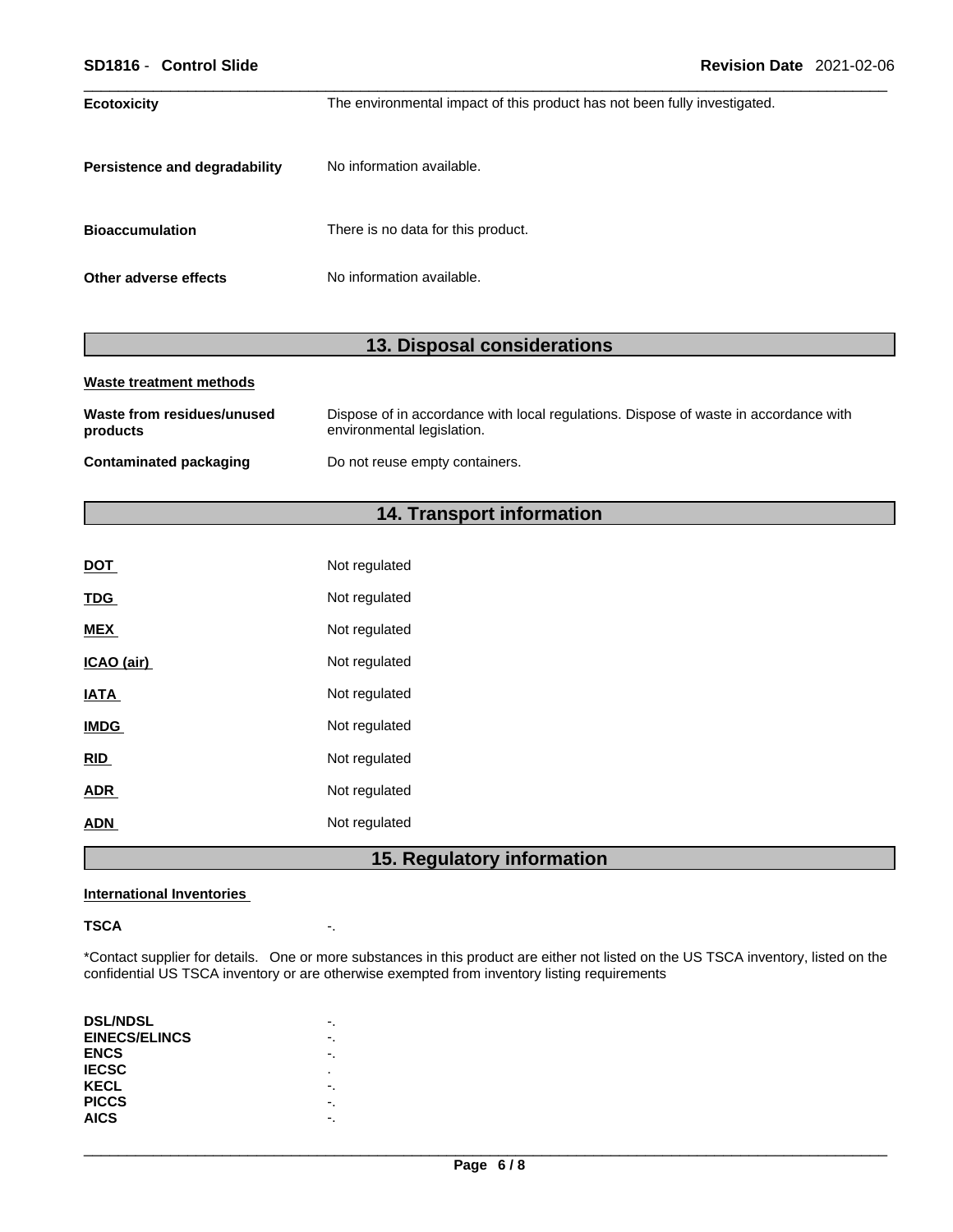**Ecotoxicity** The environmental impact of this product has not been fully investigated.

**Persistence and degradability** No information available.

**Bioaccumulation** There is no data for this product.

**Other adverse effects** No information available.

## 13. Disposal considerations

**Waste treatment methods**

| | |
|---|---|
| **Waste from residues/unused products** | Dispose of in accordance with local regulations. Dispose of waste in accordance with environmental legislation. |
| **Contaminated packaging** | Do not reuse empty containers. |

## 14. Transport information

| | |
|---|---|
| **DOT** | Not regulated |
| **TDG** | Not regulated |
| **MEX** | Not regulated |
| **ICAO (air)** | Not regulated |
| **IATA** | Not regulated |
| **IMDG** | Not regulated |
| **RID** | Not regulated |
| **ADR** | Not regulated |
| **ADN** | Not regulated |

## 15. Regulatory information

**International Inventories**

**TSCA** -.

*Contact supplier for details. One or more substances in this product are either not listed on the US TSCA inventory, listed on the confidential US TSCA inventory or are otherwise exempted from inventory listing requirements

| | |
|---|---|
| **DSL/NDSL** | -. |
| **EINECS/ELINCS** | -. |
| **ENCS** | -. |
| **IECSC** | . |
| **KECL** | -. |
| **PICCS** | -. |
| **AICS** | -. |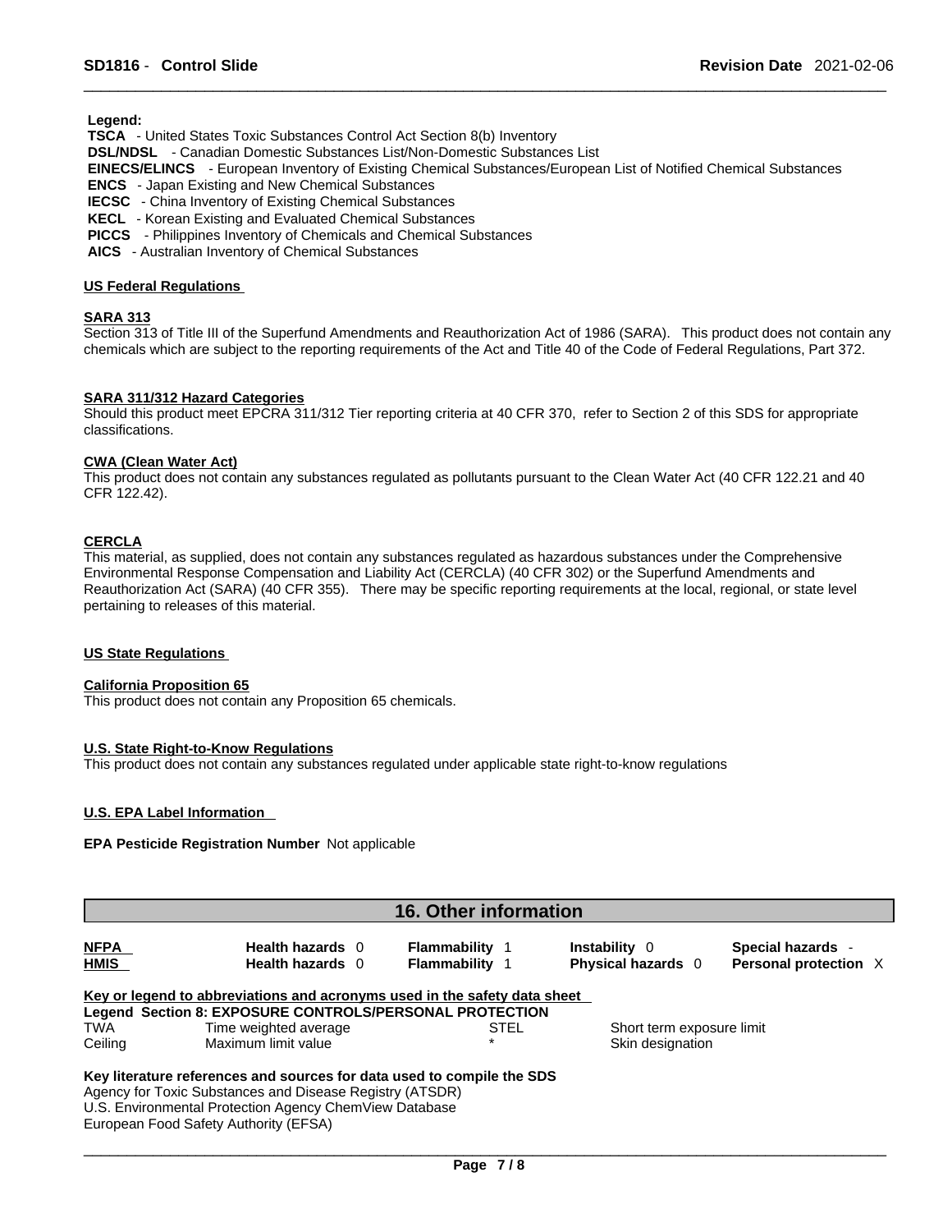**Legend:**

**TSCA** - United States Toxic Substances Control Act Section 8(b) Inventory
**DSL/NDSL** - Canadian Domestic Substances List/Non-Domestic Substances List
**EINECS/ELINCS** - European Inventory of Existing Chemical Substances/European List of Notified Chemical Substances
**ENCS** - Japan Existing and New Chemical Substances
**IECSC** - China Inventory of Existing Chemical Substances
**KECL** - Korean Existing and Evaluated Chemical Substances
**PICCS** - Philippines Inventory of Chemicals and Chemical Substances
**AICS** - Australian Inventory of Chemical Substances

### US Federal Regulations

**SARA 313**

Section 313 of Title III of the Superfund Amendments and Reauthorization Act of 1986 (SARA). This product does not contain any chemicals which are subject to the reporting requirements of the Act and Title 40 of the Code of Federal Regulations, Part 372.

**SARA 311/312 Hazard Categories**

Should this product meet EPCRA 311/312 Tier reporting criteria at 40 CFR 370, refer to Section 2 of this SDS for appropriate classifications.

**CWA (Clean Water Act)**

This product does not contain any substances regulated as pollutants pursuant to the Clean Water Act (40 CFR 122.21 and 40 CFR 122.42).

**CERCLA**

This material, as supplied, does not contain any substances regulated as hazardous substances under the Comprehensive Environmental Response Compensation and Liability Act (CERCLA) (40 CFR 302) or the Superfund Amendments and Reauthorization Act (SARA) (40 CFR 355). There may be specific reporting requirements at the local, regional, or state level pertaining to releases of this material.

### US State Regulations

**California Proposition 65**

This product does not contain any Proposition 65 chemicals.

**U.S. State Right-to-Know Regulations**

This product does not contain any substances regulated under applicable state right-to-know regulations

### U.S. EPA Label Information

**EPA Pesticide Registration Number** Not applicable

## 16. Other information

| | | | | |
|---|---|---|---|---|
| **NFPA** | **Health hazards** 0 | **Flammability** 1 | **Instability** 0 | **Special hazards** - |
| **HMIS** | **Health hazards** 0 | **Flammability** 1 | **Physical hazards** 0 | **Personal protection** X |

**Key or legend to abbreviations and acronyms used in the safety data sheet**

**Legend Section 8: EXPOSURE CONTROLS/PERSONAL PROTECTION**

| | | | |
|---|---|---|---|
| TWA | Time weighted average | STEL | Short term exposure limit |
| Ceiling | Maximum limit value | * | Skin designation |

**Key literature references and sources for data used to compile the SDS**

Agency for Toxic Substances and Disease Registry (ATSDR)
U.S. Environmental Protection Agency ChemView Database
European Food Safety Authority (EFSA)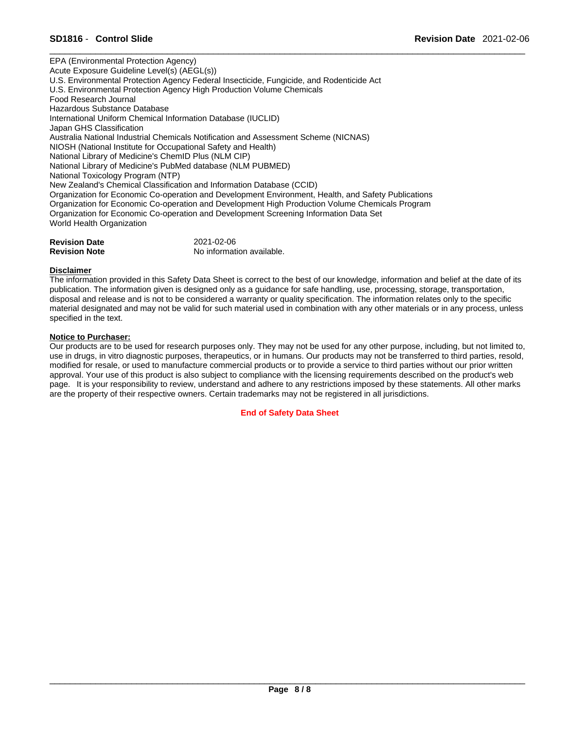EPA (Environmental Protection Agency)
Acute Exposure Guideline Level(s) (AEGL(s))
U.S. Environmental Protection Agency Federal Insecticide, Fungicide, and Rodenticide Act
U.S. Environmental Protection Agency High Production Volume Chemicals
Food Research Journal
Hazardous Substance Database
International Uniform Chemical Information Database (IUCLID)
Japan GHS Classification
Australia National Industrial Chemicals Notification and Assessment Scheme (NICNAS)
NIOSH (National Institute for Occupational Safety and Health)
National Library of Medicine's ChemID Plus (NLM CIP)
National Library of Medicine's PubMed database (NLM PUBMED)
National Toxicology Program (NTP)
New Zealand's Chemical Classification and Information Database (CCID)
Organization for Economic Co-operation and Development Environment, Health, and Safety Publications
Organization for Economic Co-operation and Development High Production Volume Chemicals Program
Organization for Economic Co-operation and Development Screening Information Data Set
World Health Organization

| | |
|---|---|
| **Revision Date** | 2021-02-06 |
| **Revision Note** | No information available. |

**Disclaimer**

The information provided in this Safety Data Sheet is correct to the best of our knowledge, information and belief at the date of its publication. The information given is designed only as a guidance for safe handling, use, processing, storage, transportation, disposal and release and is not to be considered a warranty or quality specification. The information relates only to the specific material designated and may not be valid for such material used in combination with any other materials or in any process, unless specified in the text.

**Notice to Purchaser:**

Our products are to be used for research purposes only. They may not be used for any other purpose, including, but not limited to, use in drugs, in vitro diagnostic purposes, therapeutics, or in humans. Our products may not be transferred to third parties, resold, modified for resale, or used to manufacture commercial products or to provide a service to third parties without our prior written approval. Your use of this product is also subject to compliance with the licensing requirements described on the product's web page. It is your responsibility to review, understand and adhere to any restrictions imposed by these statements. All other marks are the property of their respective owners. Certain trademarks may not be registered in all jurisdictions.

**End of Safety Data Sheet**